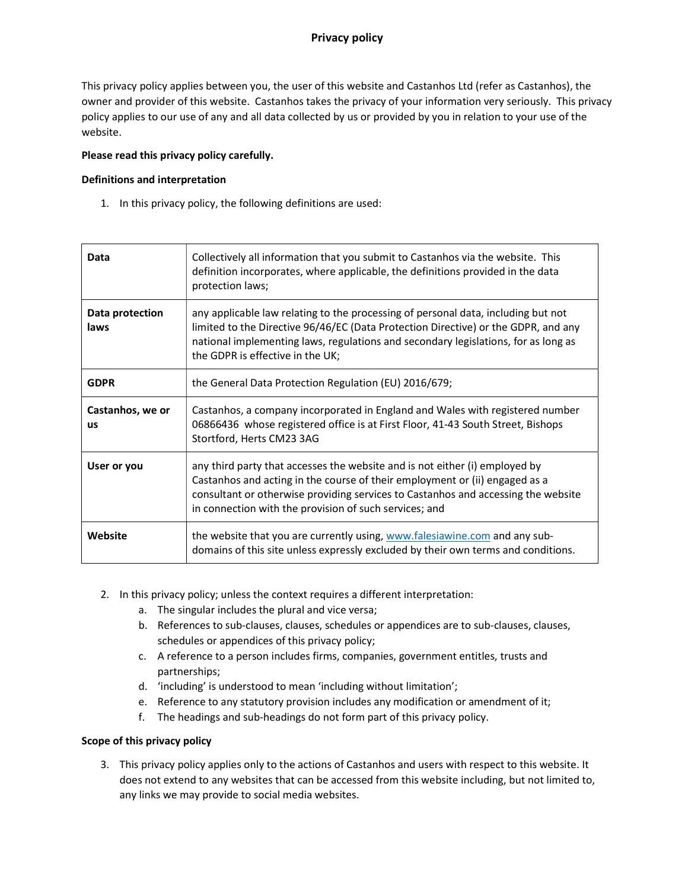# Privacy policy

This privacy policy applies between you, the user of this website and Castanhos Ltd (refer as Castanhos), the owner and provider of this website. Castanhos takes the privacy of your information very seriously. This privacy policy applies to our use of any and all data collected by us or provided by you in relation to your use of the website.

**Please read this privacy policy carefully.**

**Definitions and interpretation**

1. In this privacy policy, the following definitions are used:

| | |
|---|---|
| **Data** | Collectively all information that you submit to Castanhos via the website. This definition incorporates, where applicable, the definitions provided in the data protection laws; |
| **Data protection laws** | any applicable law relating to the processing of personal data, including but not limited to the Directive 96/46/EC (Data Protection Directive) or the GDPR, and any national implementing laws, regulations and secondary legislations, for as long as the GDPR is effective in the UK; |
| **GDPR** | the General Data Protection Regulation (EU) 2016/679; |
| **Castanhos, we or us** | Castanhos, a company incorporated in England and Wales with registered number 06866436 whose registered office is at First Floor, 41-43 South Street, Bishops Stortford, Herts CM23 3AG |
| **User or you** | any third party that accesses the website and is not either (i) employed by Castanhos and acting in the course of their employment or (ii) engaged as a consultant or otherwise providing services to Castanhos and accessing the website in connection with the provision of such services; and |
| **Website** | the website that you are currently using, www.falesiawine.com and any sub-domains of this site unless expressly excluded by their own terms and conditions. |

2. In this privacy policy; unless the context requires a different interpretation:
   a. The singular includes the plural and vice versa;
   b. References to sub-clauses, clauses, schedules or appendices are to sub-clauses, clauses, schedules or appendices of this privacy policy;
   c. A reference to a person includes firms, companies, government entitles, trusts and partnerships;
   d. 'including' is understood to mean 'including without limitation';
   e. Reference to any statutory provision includes any modification or amendment of it;
   f. The headings and sub-headings do not form part of this privacy policy.

**Scope of this privacy policy**

3. This privacy policy applies only to the actions of Castanhos and users with respect to this website. It does not extend to any websites that can be accessed from this website including, but not limited to, any links we may provide to social media websites.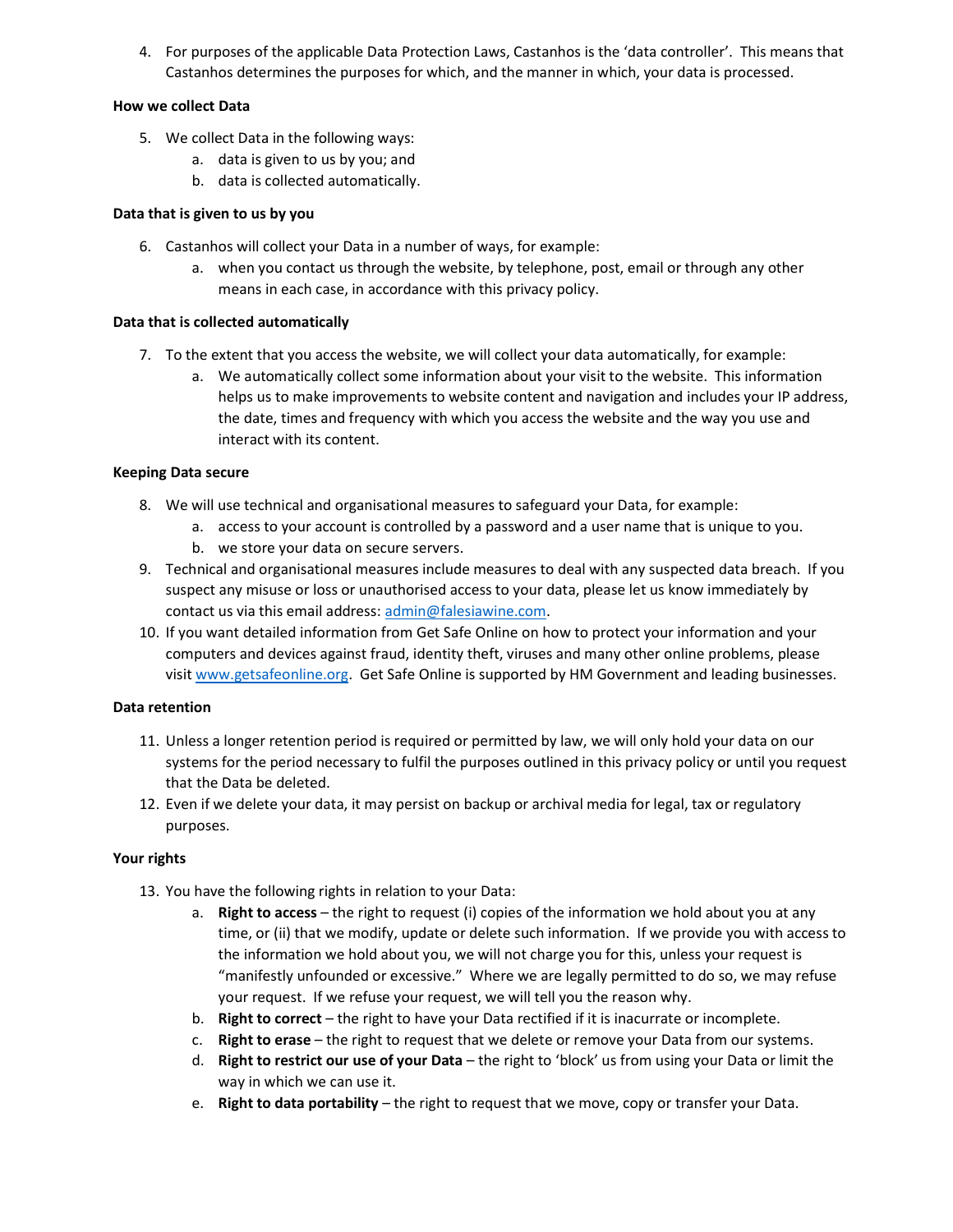4. For purposes of the applicable Data Protection Laws, Castanhos is the 'data controller'. This means that Castanhos determines the purposes for which, and the manner in which, your data is processed.

**How we collect Data**

5. We collect Data in the following ways:
    a. data is given to us by you; and
    b. data is collected automatically.

**Data that is given to us by you**

6. Castanhos will collect your Data in a number of ways, for example:
    a. when you contact us through the website, by telephone, post, email or through any other means in each case, in accordance with this privacy policy.

**Data that is collected automatically**

7. To the extent that you access the website, we will collect your data automatically, for example:
    a. We automatically collect some information about your visit to the website. This information helps us to make improvements to website content and navigation and includes your IP address, the date, times and frequency with which you access the website and the way you use and interact with its content.

**Keeping Data secure**

8. We will use technical and organisational measures to safeguard your Data, for example:
    a. access to your account is controlled by a password and a user name that is unique to you.
    b. we store your data on secure servers.
9. Technical and organisational measures include measures to deal with any suspected data breach. If you suspect any misuse or loss or unauthorised access to your data, please let us know immediately by contact us via this email address: admin@falesiawine.com.
10. If you want detailed information from Get Safe Online on how to protect your information and your computers and devices against fraud, identity theft, viruses and many other online problems, please visit www.getsafeonline.org. Get Safe Online is supported by HM Government and leading businesses.

**Data retention**

11. Unless a longer retention period is required or permitted by law, we will only hold your data on our systems for the period necessary to fulfil the purposes outlined in this privacy policy or until you request that the Data be deleted.
12. Even if we delete your data, it may persist on backup or archival media for legal, tax or regulatory purposes.

**Your rights**

13. You have the following rights in relation to your Data:
    a. **Right to access** – the right to request (i) copies of the information we hold about you at any time, or (ii) that we modify, update or delete such information. If we provide you with access to the information we hold about you, we will not charge you for this, unless your request is "manifestly unfounded or excessive." Where we are legally permitted to do so, we may refuse your request. If we refuse your request, we will tell you the reason why.
    b. **Right to correct** – the right to have your Data rectified if it is inacurrate or incomplete.
    c. **Right to erase** – the right to request that we delete or remove your Data from our systems.
    d. **Right to restrict our use of your Data** – the right to 'block' us from using your Data or limit the way in which we can use it.
    e. **Right to data portability** – the right to request that we move, copy or transfer your Data.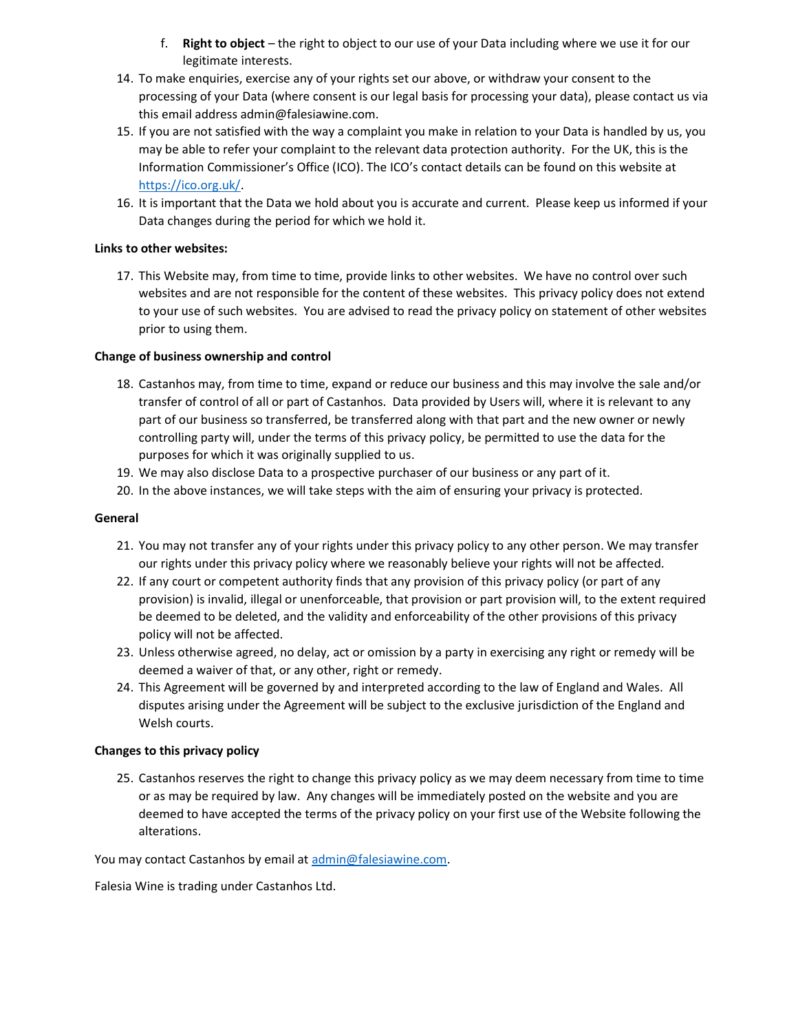f. **Right to object** – the right to object to our use of your Data including where we use it for our legitimate interests.

14. To make enquiries, exercise any of your rights set our above, or withdraw your consent to the processing of your Data (where consent is our legal basis for processing your data), please contact us via this email address admin@falesiawine.com.
15. If you are not satisfied with the way a complaint you make in relation to your Data is handled by us, you may be able to refer your complaint to the relevant data protection authority. For the UK, this is the Information Commissioner's Office (ICO). The ICO's contact details can be found on this website at https://ico.org.uk/.
16. It is important that the Data we hold about you is accurate and current. Please keep us informed if your Data changes during the period for which we hold it.

**Links to other websites:**

17. This Website may, from time to time, provide links to other websites. We have no control over such websites and are not responsible for the content of these websites. This privacy policy does not extend to your use of such websites. You are advised to read the privacy policy on statement of other websites prior to using them.

**Change of business ownership and control**

18. Castanhos may, from time to time, expand or reduce our business and this may involve the sale and/or transfer of control of all or part of Castanhos. Data provided by Users will, where it is relevant to any part of our business so transferred, be transferred along with that part and the new owner or newly controlling party will, under the terms of this privacy policy, be permitted to use the data for the purposes for which it was originally supplied to us.
19. We may also disclose Data to a prospective purchaser of our business or any part of it.
20. In the above instances, we will take steps with the aim of ensuring your privacy is protected.

**General**

21. You may not transfer any of your rights under this privacy policy to any other person. We may transfer our rights under this privacy policy where we reasonably believe your rights will not be affected.
22. If any court or competent authority finds that any provision of this privacy policy (or part of any provision) is invalid, illegal or unenforceable, that provision or part provision will, to the extent required be deemed to be deleted, and the validity and enforceability of the other provisions of this privacy policy will not be affected.
23. Unless otherwise agreed, no delay, act or omission by a party in exercising any right or remedy will be deemed a waiver of that, or any other, right or remedy.
24. This Agreement will be governed by and interpreted according to the law of England and Wales. All disputes arising under the Agreement will be subject to the exclusive jurisdiction of the England and Welsh courts.

**Changes to this privacy policy**

25. Castanhos reserves the right to change this privacy policy as we may deem necessary from time to time or as may be required by law. Any changes will be immediately posted on the website and you are deemed to have accepted the terms of the privacy policy on your first use of the Website following the alterations.

You may contact Castanhos by email at admin@falesiawine.com.

Falesia Wine is trading under Castanhos Ltd.